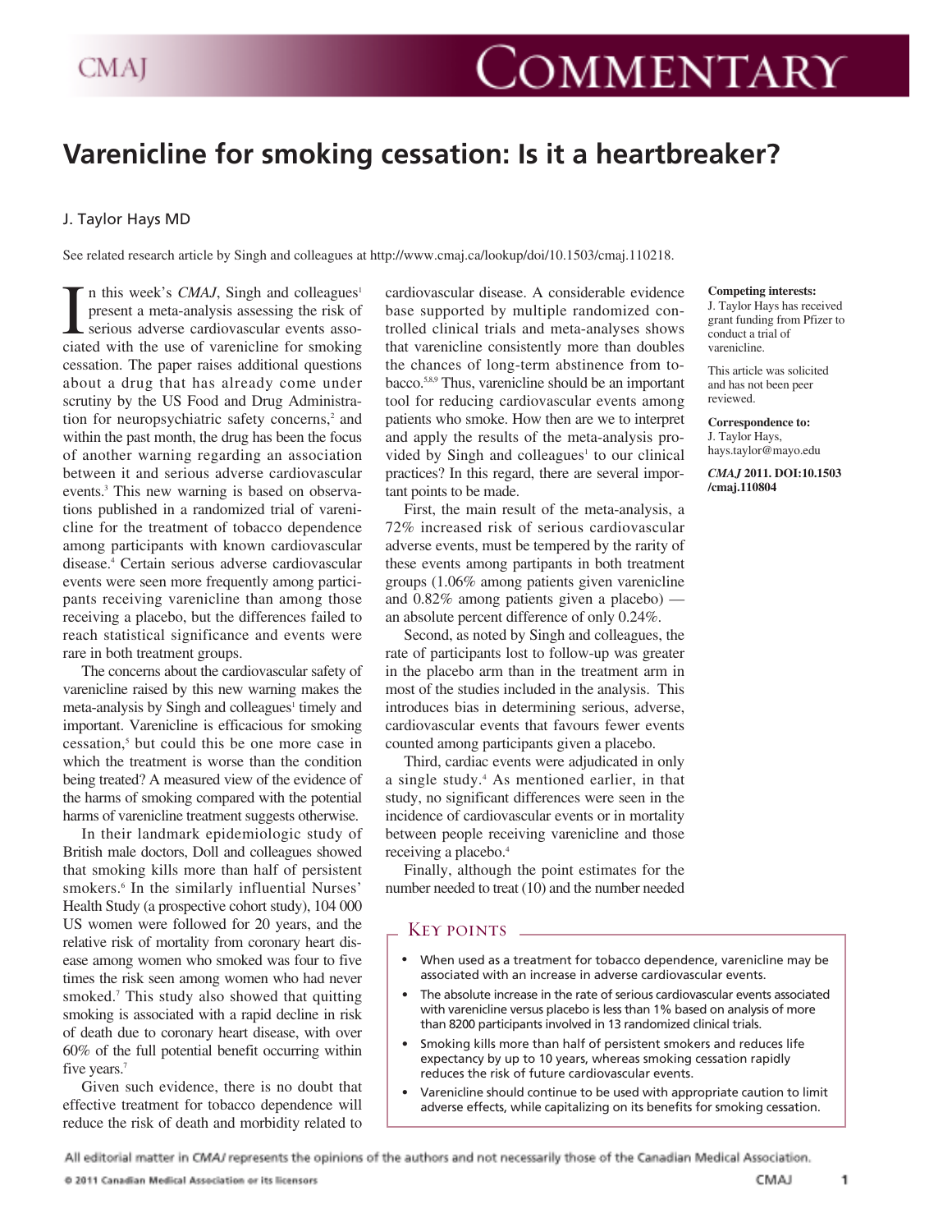# Varenicline for smoking cessation: Is it a heartbreaker?

J. Taylor Hays MD

See related research article by Singh and colleagues at http://www.cmaj.ca/lookup/doi/10.1503/cmaj.110218.

**Competing interests:** J. Taylor Hays has received grant funding from Pfizer to conduct a trial of varenicline.

This article was solicited and has not been peer reviewed.

**Correspondence to:** J. Taylor Hays, hays.taylor@mayo.edu

***CMAJ* 2011. DOI:10.1503/cmaj.110804**

In this week's *CMAJ*, Singh and colleagues[1] present a meta-analysis assessing the risk of serious adverse cardiovascular events associated with the use of varenicline for smoking cessation. The paper raises additional questions about a drug that has already come under scrutiny by the US Food and Drug Administration for neuropsychiatric safety concerns,[2] and within the past month, the drug has been the focus of another warning regarding an association between it and serious adverse cardiovascular events.[3] This new warning is based on observations published in a randomized trial of varenicline for the treatment of tobacco dependence among participants with known cardiovascular disease.[4] Certain serious adverse cardiovascular events were seen more frequently among participants receiving varenicline than among those receiving a placebo, but the differences failed to reach statistical significance and events were rare in both treatment groups.

The concerns about the cardiovascular safety of varenicline raised by this new warning makes the meta-analysis by Singh and colleagues[1] timely and important. Varenicline is efficacious for smoking cessation,[5] but could this be one more case in which the treatment is worse than the condition being treated? A measured view of the evidence of the harms of smoking compared with the potential harms of varenicline treatment suggests otherwise.

In their landmark epidemiologic study of British male doctors, Doll and colleagues showed that smoking kills more than half of persistent smokers.[6] In the similarly influential Nurses' Health Study (a prospective cohort study), 104 000 US women were followed for 20 years, and the relative risk of mortality from coronary heart disease among women who smoked was four to five times the risk seen among women who had never smoked.[7] This study also showed that quitting smoking is associated with a rapid decline in risk of death due to coronary heart disease, with over 60% of the full potential benefit occurring within five years.[7]

Given such evidence, there is no doubt that effective treatment for tobacco dependence will reduce the risk of death and morbidity related to cardiovascular disease. A considerable evidence base supported by multiple randomized controlled clinical trials and meta-analyses shows that varenicline consistently more than doubles the chances of long-term abstinence from tobacco.[5,8,9] Thus, varenicline should be an important tool for reducing cardiovascular events among patients who smoke. How then are we to interpret and apply the results of the meta-analysis provided by Singh and colleagues[1] to our clinical practices? In this regard, there are several important points to be made.

First, the main result of the meta-analysis, a 72% increased risk of serious cardiovascular adverse events, must be tempered by the rarity of these events among partipants in both treatment groups (1.06% among patients given varenicline and 0.82% among patients given a placebo) — an absolute percent difference of only 0.24%.

Second, as noted by Singh and colleagues, the rate of participants lost to follow-up was greater in the placebo arm than in the treatment arm in most of the studies included in the analysis. This introduces bias in determining serious, adverse, cardiovascular events that favours fewer events counted among participants given a placebo.

Third, cardiac events were adjudicated in only a single study.[4] As mentioned earlier, in that study, no significant differences were seen in the incidence of cardiovascular events or in mortality between people receiving varenicline and those receiving a placebo.[4]

Finally, although the point estimates for the number needed to treat (10) and the number needed

## Key points

- When used as a treatment for tobacco dependence, varenicline may be associated with an increase in adverse cardiovascular events.
- The absolute increase in the rate of serious cardiovascular events associated with varenicline versus placebo is less than 1% based on analysis of more than 8200 participants involved in 13 randomized clinical trials.
- Smoking kills more than half of persistent smokers and reduces life expectancy by up to 10 years, whereas smoking cessation rapidly reduces the risk of future cardiovascular events.
- Varenicline should continue to be used with appropriate caution to limit adverse effects, while capitalizing on its benefits for smoking cessation.

All editorial matter in *CMAJ* represents the opinions of the authors and not necessarily those of the Canadian Medical Association.

© 2011 Canadian Medical Association or its licensors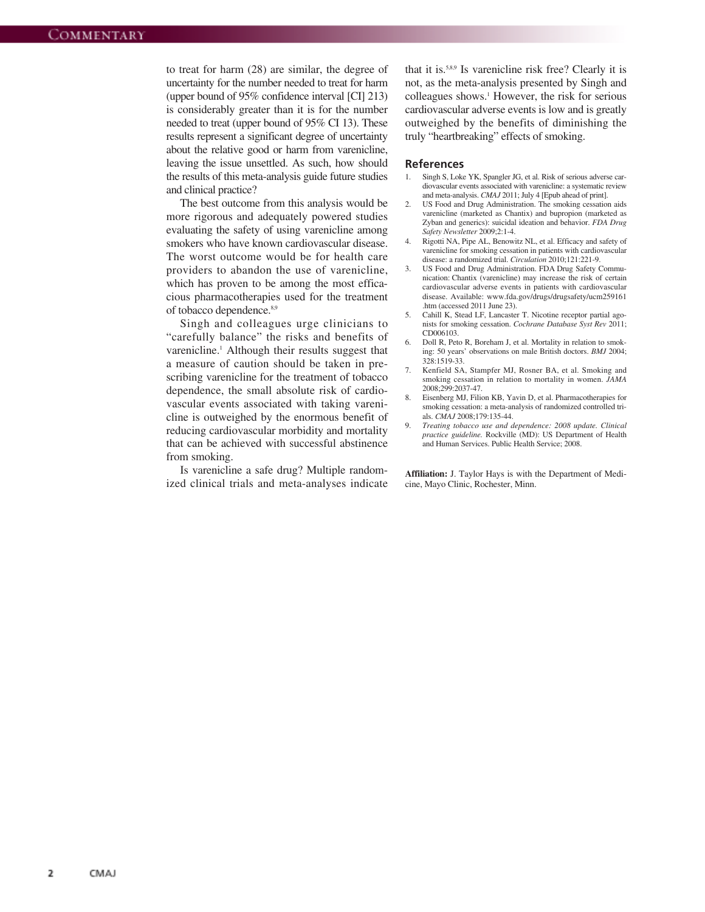to treat for harm (28) are similar, the degree of uncertainty for the number needed to treat for harm (upper bound of 95% confidence interval [CI] 213) is considerably greater than it is for the number needed to treat (upper bound of 95% CI 13). These results represent a significant degree of uncertainty about the relative good or harm from varenicline, leaving the issue unsettled. As such, how should the results of this meta-analysis guide future studies and clinical practice?

The best outcome from this analysis would be more rigorous and adequately powered studies evaluating the safety of using varenicline among smokers who have known cardiovascular disease. The worst outcome would be for health care providers to abandon the use of varenicline, which has proven to be among the most efficacious pharmacotherapies used for the treatment of tobacco dependence.[8,9]

Singh and colleagues urge clinicians to "carefully balance" the risks and benefits of varenicline.[1] Although their results suggest that a measure of caution should be taken in prescribing varenicline for the treatment of tobacco dependence, the small absolute risk of cardiovascular events associated with taking varenicline is outweighed by the enormous benefit of reducing cardiovascular morbidity and mortality that can be achieved with successful abstinence from smoking.

Is varenicline a safe drug? Multiple randomized clinical trials and meta-analyses indicate that it is.[5,8,9] Is varenicline risk free? Clearly it is not, as the meta-analysis presented by Singh and colleagues shows.[1] However, the risk for serious cardiovascular adverse events is low and is greatly outweighed by the benefits of diminishing the truly "heartbreaking" effects of smoking.

## References

1. Singh S, Loke YK, Spangler JG, et al. Risk of serious adverse cardiovascular events associated with varenicline: a systematic review and meta-analysis. *CMAJ* 2011; July 4 [Epub ahead of print].
2. US Food and Drug Administration. The smoking cessation aids varenicline (marketed as Chantix) and bupropion (marketed as Zyban and generics): suicidal ideation and behavior. *FDA Drug Safety Newsletter* 2009;2:1-4.
4. Rigotti NA, Pipe AL, Benowitz NL, et al. Efficacy and safety of varenicline for smoking cessation in patients with cardiovascular disease: a randomized trial. *Circulation* 2010;121:221-9.
3. US Food and Drug Administration. FDA Drug Safety Communication: Chantix (varenicline) may increase the risk of certain cardiovascular adverse events in patients with cardiovascular disease. Available: www.fda.gov/drugs/drugsafety/ucm259161.htm (accessed 2011 June 23).
5. Cahill K, Stead LF, Lancaster T. Nicotine receptor partial agonists for smoking cessation. *Cochrane Database Syst Rev* 2011; CD006103.
6. Doll R, Peto R, Boreham J, et al. Mortality in relation to smoking: 50 years' observations on male British doctors. *BMJ* 2004; 328:1519-33.
7. Kenfield SA, Stampfer MJ, Rosner BA, et al. Smoking and smoking cessation in relation to mortality in women. *JAMA* 2008;299:2037-47.
8. Eisenberg MJ, Filion KB, Yavin D, et al. Pharmacotherapies for smoking cessation: a meta-analysis of randomized controlled trials. *CMAJ* 2008;179:135-44.
9. *Treating tobacco use and dependence: 2008 update. Clinical practice guideline.* Rockville (MD): US Department of Health and Human Services. Public Health Service; 2008.

**Affiliation:** J. Taylor Hays is with the Department of Medicine, Mayo Clinic, Rochester, Minn.